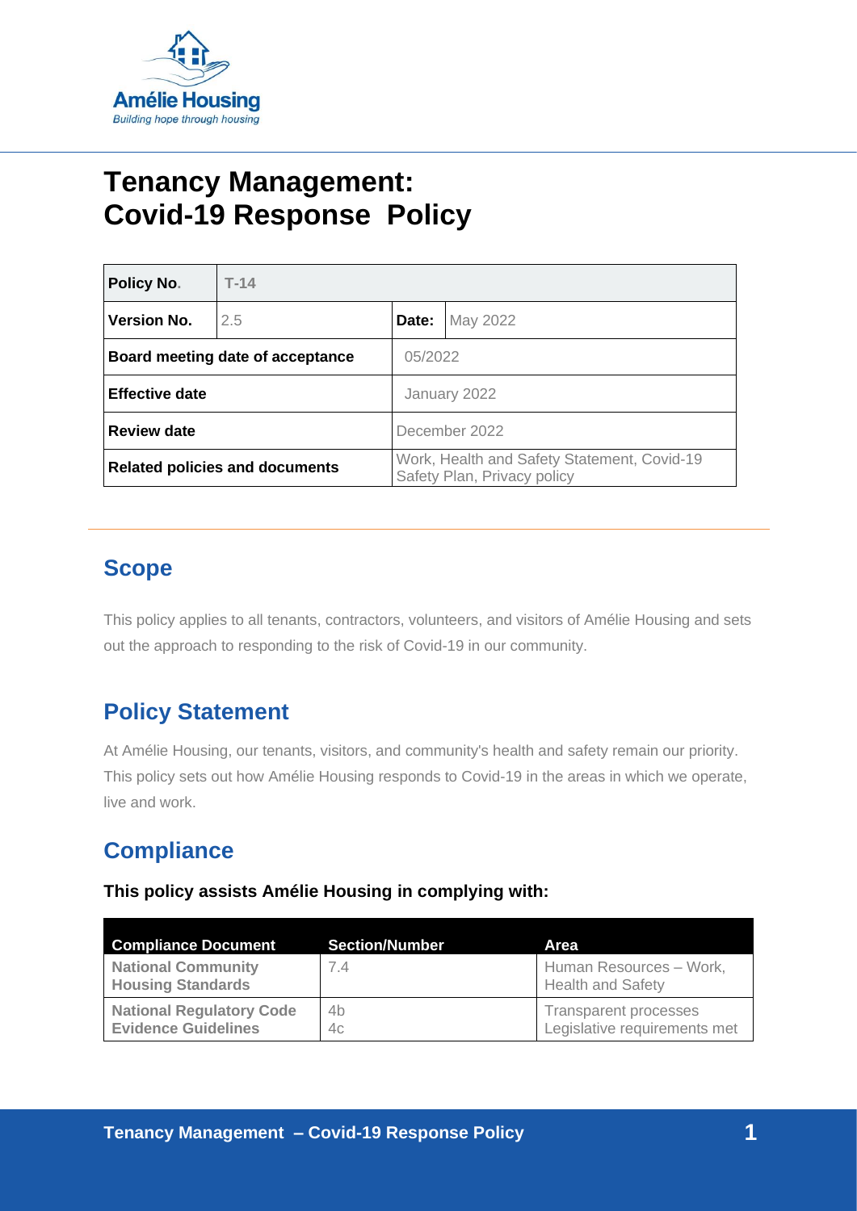# Tenancy Management: Covid-19 Response Policy

| Policy No. | T-14 | | |
|---|---|---|---|
| Version No. | 2.5 | Date: | May 2022 |
| Board meeting date of acceptance | | 05/2022 | |
| Effective date | | January 2022 | |
| Review date | | December 2022 | |
| Related policies and documents | | Work, Health and Safety Statement, Covid-19 Safety Plan, Privacy policy | |

## Scope

This policy applies to all tenants, contractors, volunteers, and visitors of Amélie Housing and sets out the approach to responding to the risk of Covid-19 in our community.

## Policy Statement

At Amélie Housing, our tenants, visitors, and community's health and safety remain our priority. This policy sets out how Amélie Housing responds to Covid-19 in the areas in which we operate, live and work.

## Compliance

**This policy assists Amélie Housing in complying with:**

| Compliance Document | Section/Number | Area |
|---|---|---|
| **National Community Housing Standards** | 7.4 | Human Resources – Work, Health and Safety |
| **National Regulatory Code Evidence Guidelines** | 4b<br>4c | Transparent processes<br>Legislative requirements met |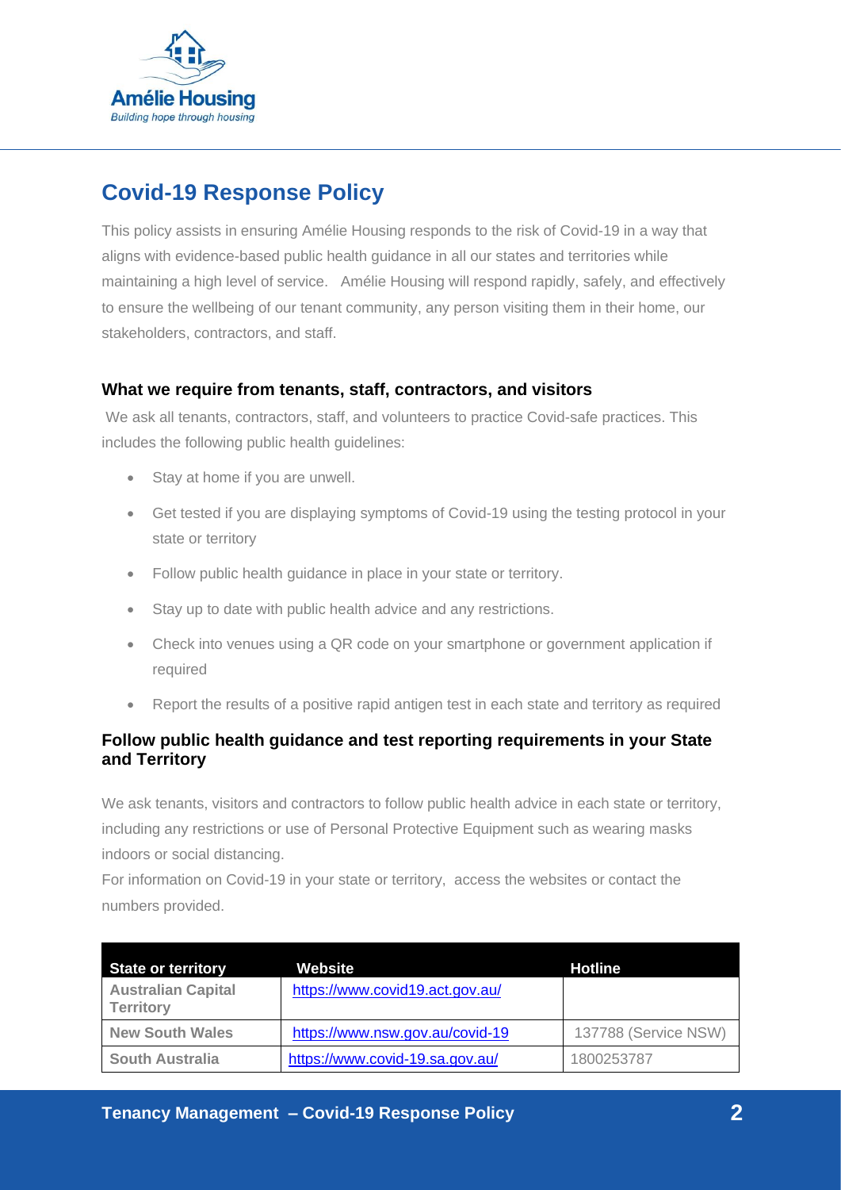# Covid-19 Response Policy

This policy assists in ensuring Amélie Housing responds to the risk of Covid-19 in a way that aligns with evidence-based public health guidance in all our states and territories while maintaining a high level of service. Amélie Housing will respond rapidly, safely, and effectively to ensure the wellbeing of our tenant community, any person visiting them in their home, our stakeholders, contractors, and staff.

### What we require from tenants, staff, contractors, and visitors

We ask all tenants, contractors, staff, and volunteers to practice Covid-safe practices. This includes the following public health guidelines:

- Stay at home if you are unwell.
- Get tested if you are displaying symptoms of Covid-19 using the testing protocol in your state or territory
- Follow public health guidance in place in your state or territory.
- Stay up to date with public health advice and any restrictions.
- Check into venues using a QR code on your smartphone or government application if required
- Report the results of a positive rapid antigen test in each state and territory as required

### Follow public health guidance and test reporting requirements in your State and Territory

We ask tenants, visitors and contractors to follow public health advice in each state or territory, including any restrictions or use of Personal Protective Equipment such as wearing masks indoors or social distancing.

For information on Covid-19 in your state or territory, access the websites or contact the numbers provided.

| State or territory | Website | Hotline |
|---|---|---|
| Australian Capital Territory | https://www.covid19.act.gov.au/ | |
| New South Wales | https://www.nsw.gov.au/covid-19 | 137788 (Service NSW) |
| South Australia | https://www.covid-19.sa.gov.au/ | 1800253787 |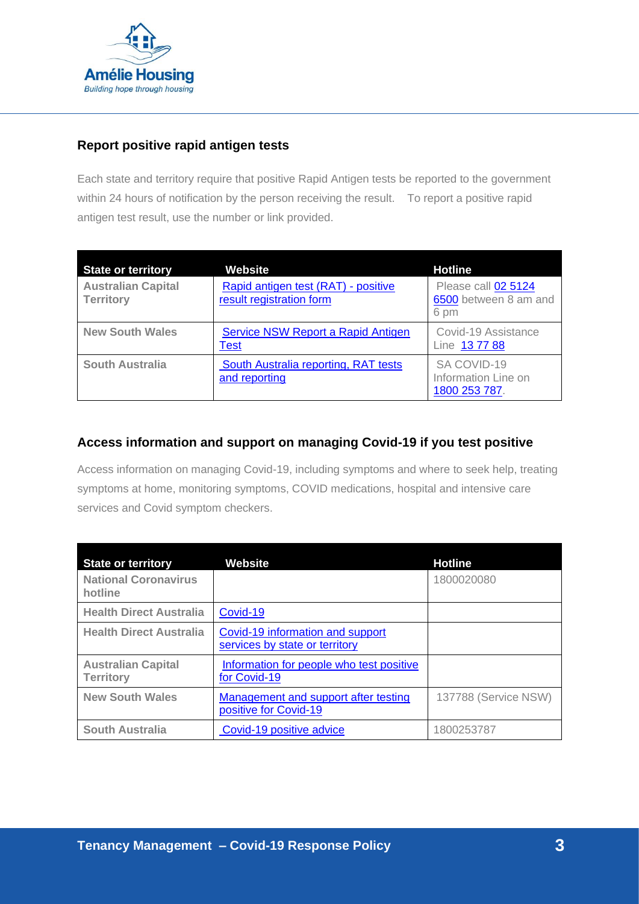## Report positive rapid antigen tests

Each state and territory require that positive Rapid Antigen tests be reported to the government within 24 hours of notification by the person receiving the result.   To report a positive rapid antigen test result, use the number or link provided.

| State or territory | Website | Hotline |
|---|---|---|
| **Australian Capital Territory** | Rapid antigen test (RAT) - positive result registration form | Please call 02 5124 6500 between 8 am and 6 pm |
| **New South Wales** | Service NSW Report a Rapid Antigen Test | Covid-19 Assistance Line 13 77 88 |
| **South Australia** | South Australia reporting, RAT tests and reporting | SA COVID-19 Information Line on 1800 253 787. |

## Access information and support on managing Covid-19 if you test positive

Access information on managing Covid-19, including symptoms and where to seek help, treating symptoms at home, monitoring symptoms, COVID medications, hospital and intensive care services and Covid symptom checkers.

| State or territory | Website | Hotline |
|---|---|---|
| **National Coronavirus hotline** | | 1800020080 |
| **Health Direct Australia** | Covid-19 | |
| **Health Direct Australia** | Covid-19 information and support services by state or territory | |
| **Australian Capital Territory** | Information for people who test positive for Covid-19 | |
| **New South Wales** | Management and support after testing positive for Covid-19 | 137788 (Service NSW) |
| **South Australia** | Covid-19 positive advice | 1800253787 |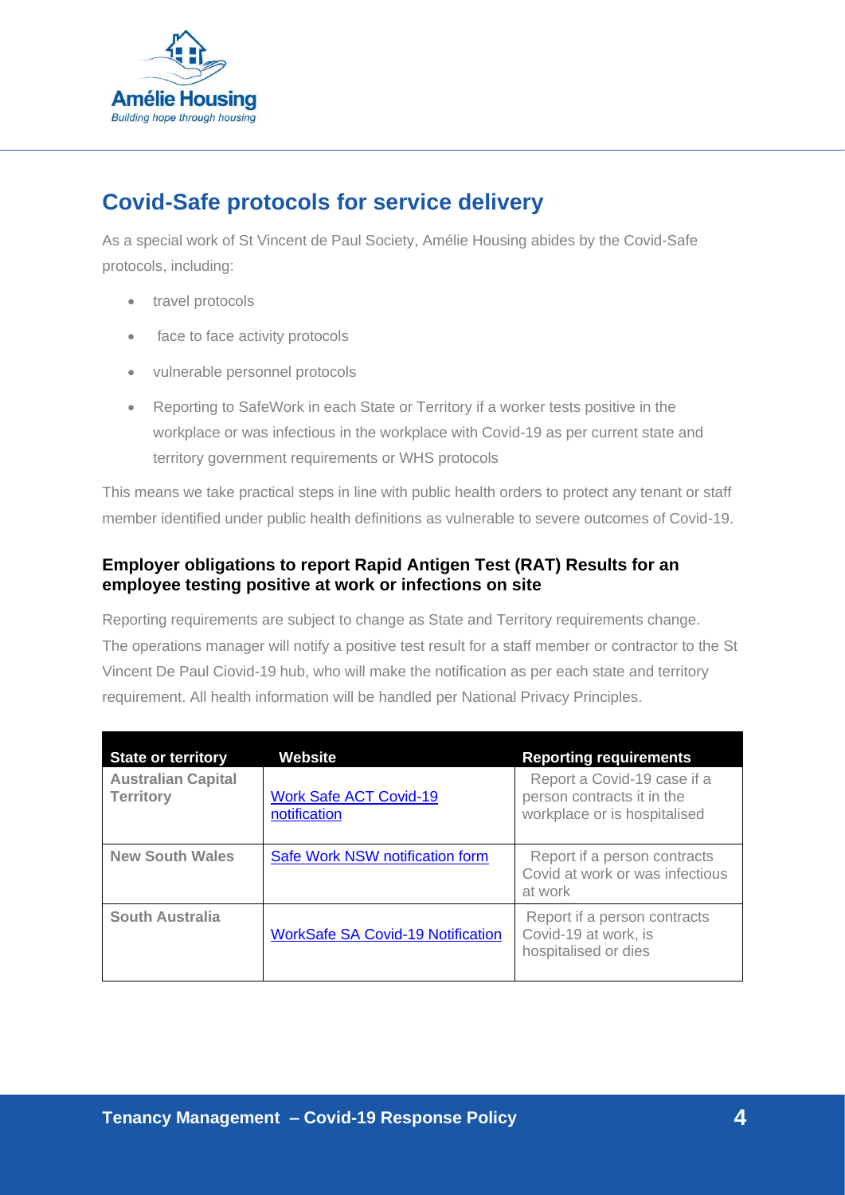## Covid-Safe protocols for service delivery

As a special work of St Vincent de Paul Society, Amélie Housing abides by the Covid-Safe protocols, including:

- travel protocols
- face to face activity protocols
- vulnerable personnel protocols
- Reporting to SafeWork in each State or Territory if a worker tests positive in the workplace or was infectious in the workplace with Covid-19 as per current state and territory government requirements or WHS protocols

This means we take practical steps in line with public health orders to protect any tenant or staff member identified under public health definitions as vulnerable to severe outcomes of Covid-19.

### Employer obligations to report Rapid Antigen Test (RAT) Results for an employee testing positive at work or infections on site

Reporting requirements are subject to change as State and Territory requirements change. The operations manager will notify a positive test result for a staff member or contractor to the St Vincent De Paul Ciovid-19 hub, who will make the notification as per each state and territory requirement. All health information will be handled per National Privacy Principles.

| State or territory | Website | Reporting requirements |
|---|---|---|
| **Australian Capital Territory** | Work Safe ACT Covid-19 notification | Report a Covid-19 case if a person contracts it in the workplace or is hospitalised |
| **New South Wales** | Safe Work NSW notification form | Report if a person contracts Covid at work or was infectious at work |
| **South Australia** | WorkSafe SA Covid-19 Notification | Report if a person contracts Covid-19 at work, is hospitalised or dies |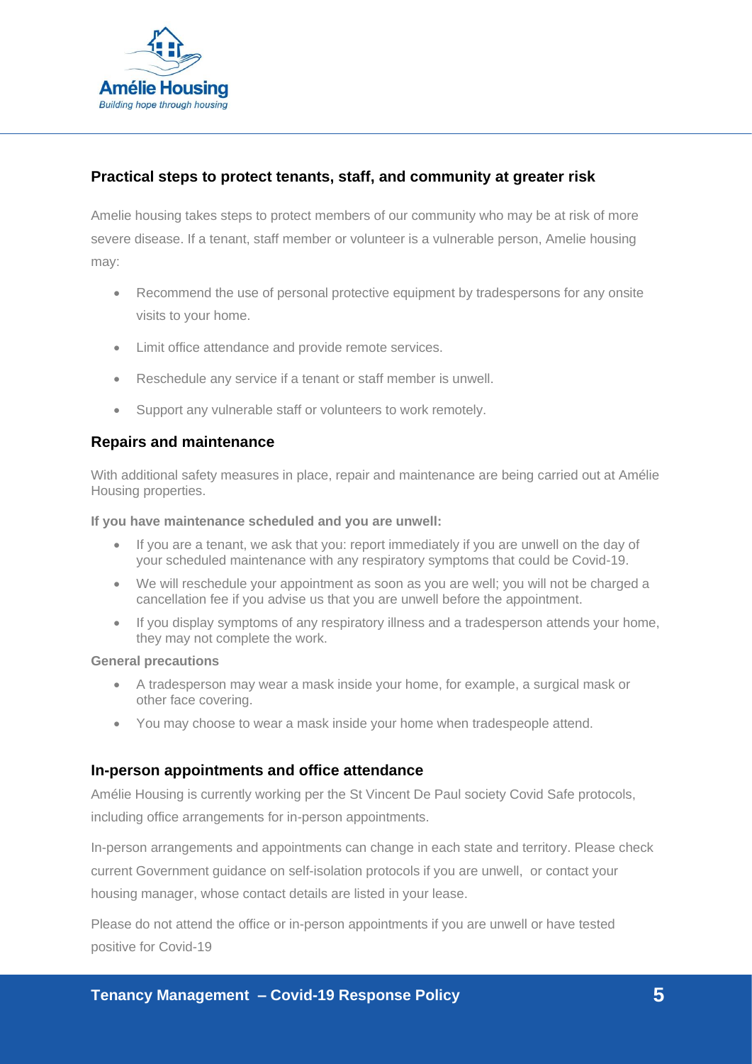## Practical steps to protect tenants, staff, and community at greater risk

Amelie housing takes steps to protect members of our community who may be at risk of more severe disease. If a tenant, staff member or volunteer is a vulnerable person, Amelie housing may:

- Recommend the use of personal protective equipment by tradespersons for any onsite visits to your home.
- Limit office attendance and provide remote services.
- Reschedule any service if a tenant or staff member is unwell.
- Support any vulnerable staff or volunteers to work remotely.

## Repairs and maintenance

With additional safety measures in place, repair and maintenance are being carried out at Amélie Housing properties.

**If you have maintenance scheduled and you are unwell:**

- If you are a tenant, we ask that you: report immediately if you are unwell on the day of your scheduled maintenance with any respiratory symptoms that could be Covid-19.
- We will reschedule your appointment as soon as you are well; you will not be charged a cancellation fee if you advise us that you are unwell before the appointment.
- If you display symptoms of any respiratory illness and a tradesperson attends your home, they may not complete the work.

**General precautions**

- A tradesperson may wear a mask inside your home, for example, a surgical mask or other face covering.
- You may choose to wear a mask inside your home when tradespeople attend.

## In-person appointments and office attendance

Amélie Housing is currently working per the St Vincent De Paul society Covid Safe protocols, including office arrangements for in-person appointments.

In-person arrangements and appointments can change in each state and territory. Please check current Government guidance on self-isolation protocols if you are unwell, or contact your housing manager, whose contact details are listed in your lease.

Please do not attend the office or in-person appointments if you are unwell or have tested positive for Covid-19